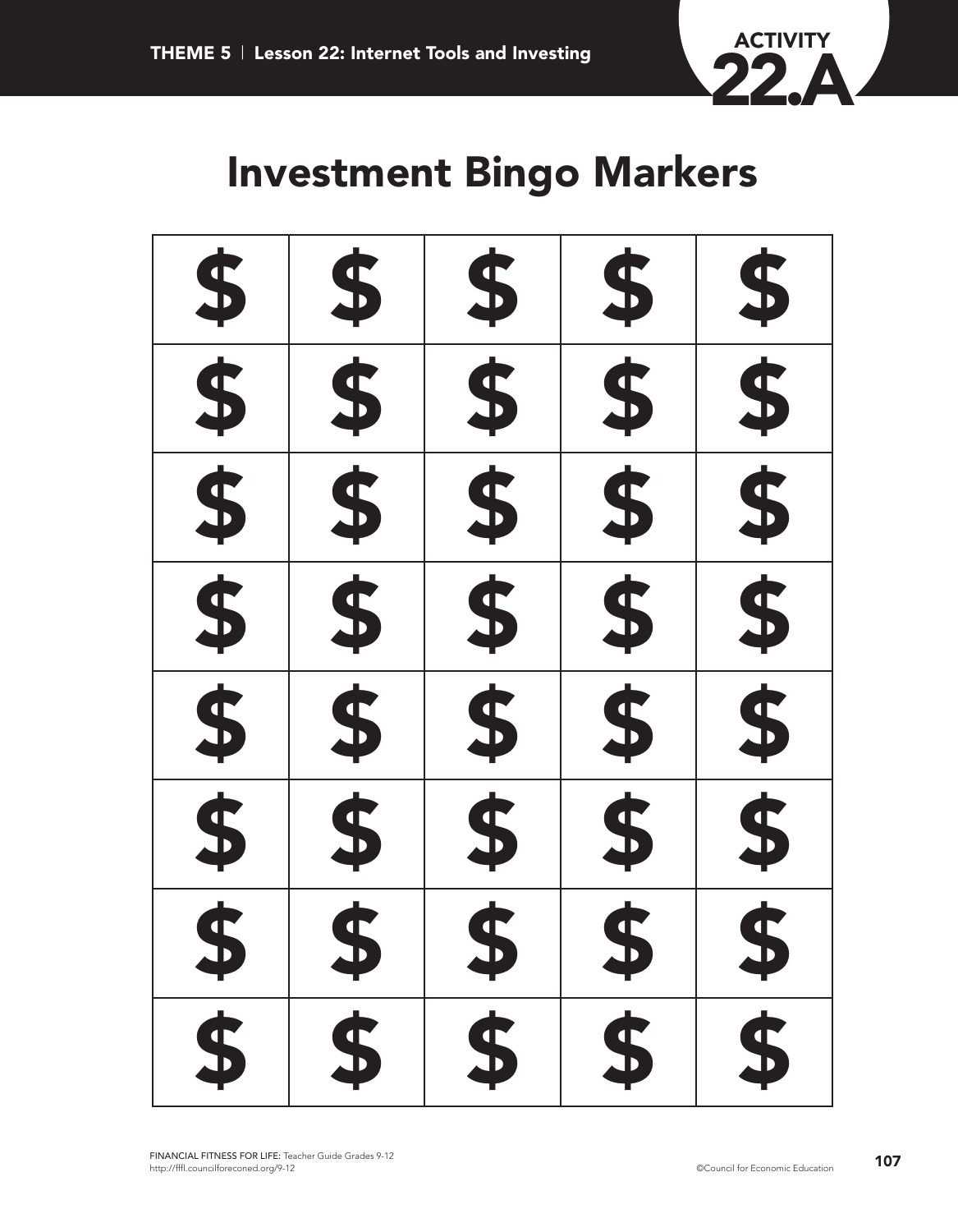# Investment Bingo Markers

| $ | $ | $ | $ | $ |
|---|---|---|---|---|
| $ | $ | $ | $ | $ |
| $ | $ | $ | $ | $ |
| $ | $ | $ | $ | $ |
| $ | $ | $ | $ | $ |
| $ | $ | $ | $ | $ |
| $ | $ | $ | $ | $ |
| $ | $ | $ | $ | $ |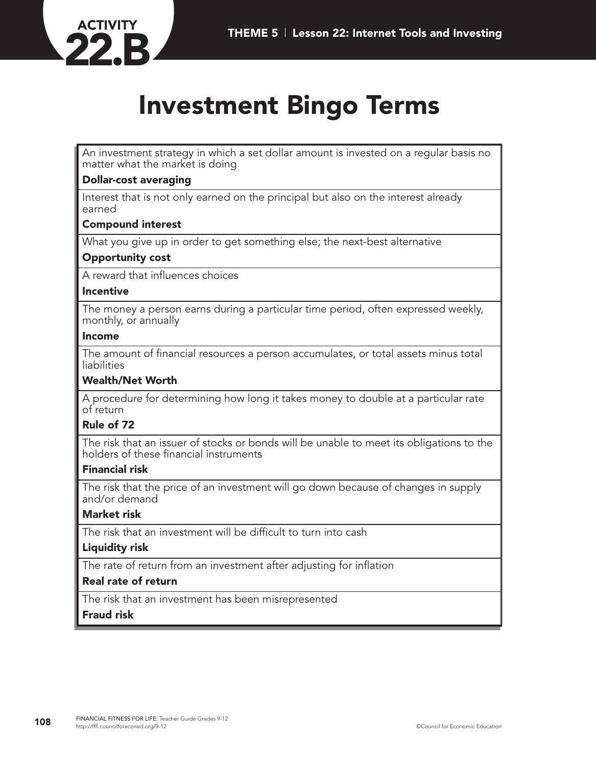# Investment Bingo Terms

An investment strategy in which a set dollar amount is invested on a regular basis no matter what the market is doing

**Dollar-cost averaging**

Interest that is not only earned on the principal but also on the interest already earned

**Compound interest**

What you give up in order to get something else; the next-best alternative

**Opportunity cost**

A reward that influences choices

**Incentive**

The money a person earns during a particular time period, often expressed weekly, monthly, or annually

**Income**

The amount of financial resources a person accumulates, or total assets minus total liabilities

**Wealth/Net Worth**

A procedure for determining how long it takes money to double at a particular rate of return

**Rule of 72**

The risk that an issuer of stocks or bonds will be unable to meet its obligations to the holders of these financial instruments

**Financial risk**

The risk that the price of an investment will go down because of changes in supply and/or demand

**Market risk**

The risk that an investment will be difficult to turn into cash

**Liquidity risk**

The rate of return from an investment after adjusting for inflation

**Real rate of return**

The risk that an investment has been misrepresented

**Fraud risk**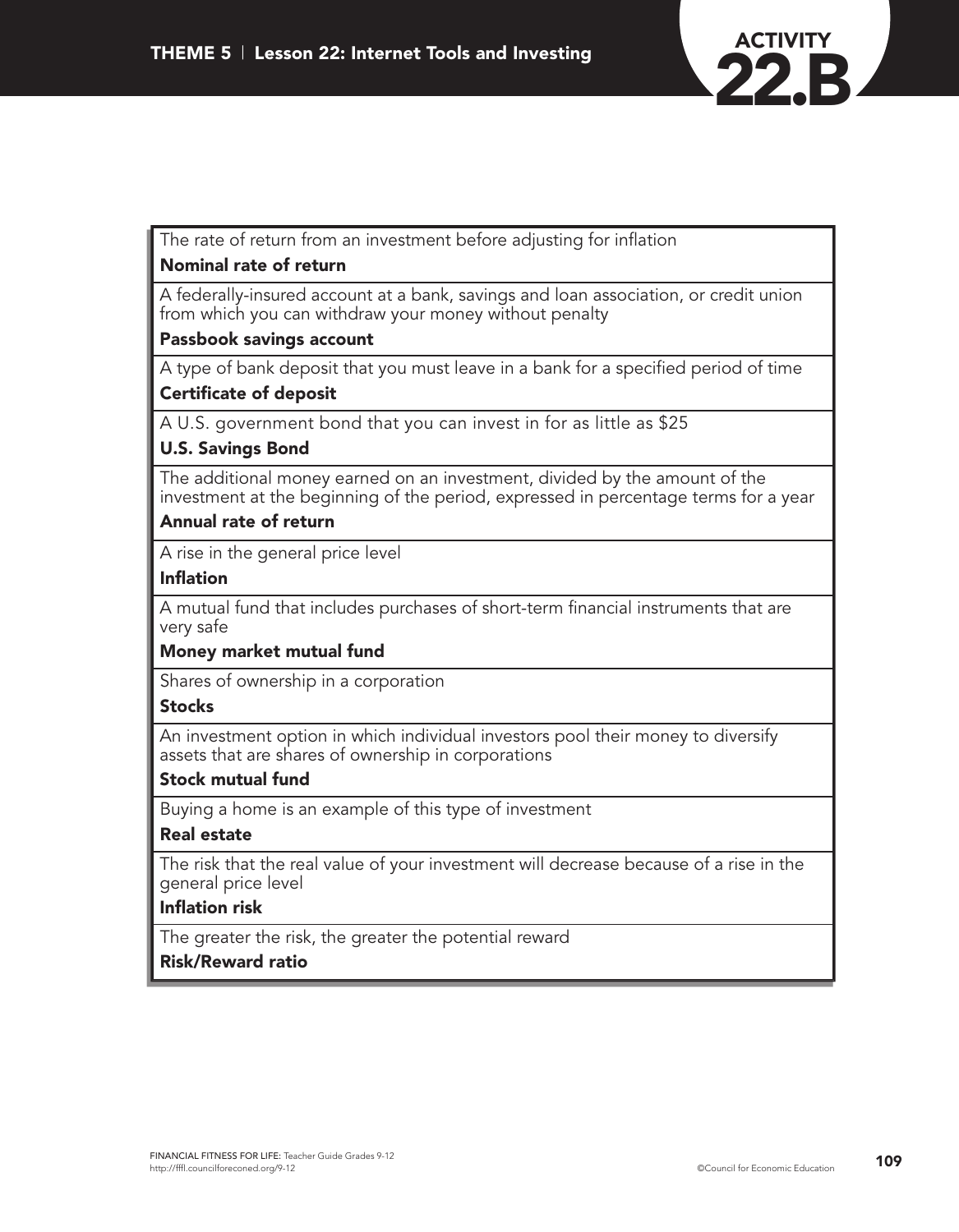# ACTIVITY 22.B

| |
|---|
| The rate of return from an investment before adjusting for inflation<br>**Nominal rate of return** |
| A federally-insured account at a bank, savings and loan association, or credit union from which you can withdraw your money without penalty<br>**Passbook savings account** |
| A type of bank deposit that you must leave in a bank for a specified period of time<br>**Certificate of deposit** |
| A U.S. government bond that you can invest in for as little as $25<br>**U.S. Savings Bond** |
| The additional money earned on an investment, divided by the amount of the investment at the beginning of the period, expressed in percentage terms for a year<br>**Annual rate of return** |
| A rise in the general price level<br>**Inflation** |
| A mutual fund that includes purchases of short-term financial instruments that are very safe<br>**Money market mutual fund** |
| Shares of ownership in a corporation<br>**Stocks** |
| An investment option in which individual investors pool their money to diversify assets that are shares of ownership in corporations<br>**Stock mutual fund** |
| Buying a home is an example of this type of investment<br>**Real estate** |
| The risk that the real value of your investment will decrease because of a rise in the general price level<br>**Inflation risk** |
| The greater the risk, the greater the potential reward<br>**Risk/Reward ratio** |